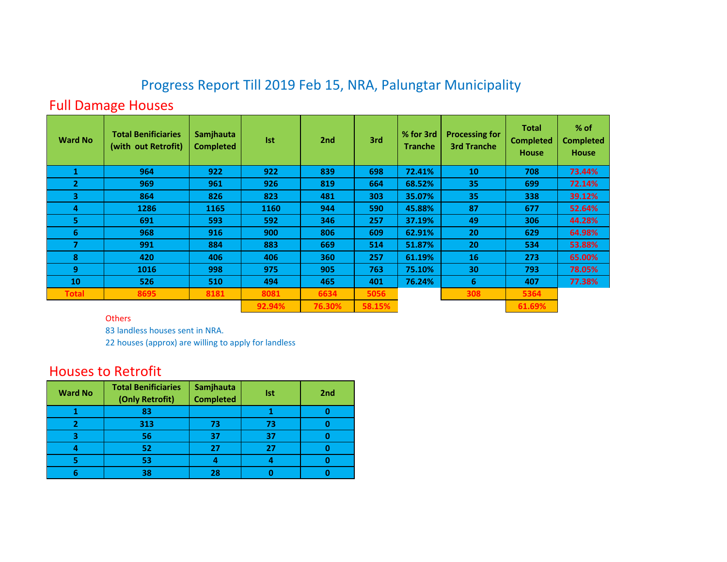# Progress Report Till 2019 Feb 15, NRA, Palungtar Municipality

## Full Damage Houses

| Ward No | Total Benificiaries (with out Retrofit) | Samjhauta Completed | Ist | 2nd | 3rd | % for 3rd Tranche | Processing for 3rd Tranche | Total Completed House | % of Completed House |
|---|---|---|---|---|---|---|---|---|---|
| 1 | 964 | 922 | 922 | 839 | 698 | 72.41% | 10 | 708 | 73.44% |
| 2 | 969 | 961 | 926 | 819 | 664 | 68.52% | 35 | 699 | 72.14% |
| 3 | 864 | 826 | 823 | 481 | 303 | 35.07% | 35 | 338 | 39.12% |
| 4 | 1286 | 1165 | 1160 | 944 | 590 | 45.88% | 87 | 677 | 52.64% |
| 5 | 691 | 593 | 592 | 346 | 257 | 37.19% | 49 | 306 | 44.28% |
| 6 | 968 | 916 | 900 | 806 | 609 | 62.91% | 20 | 629 | 64.98% |
| 7 | 991 | 884 | 883 | 669 | 514 | 51.87% | 20 | 534 | 53.88% |
| 8 | 420 | 406 | 406 | 360 | 257 | 61.19% | 16 | 273 | 65.00% |
| 9 | 1016 | 998 | 975 | 905 | 763 | 75.10% | 30 | 793 | 78.05% |
| 10 | 526 | 510 | 494 | 465 | 401 | 76.24% | 6 | 407 | 77.38% |
| **Total** | **8695** | **8181** | **8081** | **6634** | **5056** | | **308** | **5364** | |
| | | | 92.94% | 76.30% | 58.15% | | | 61.69% | |

Others

83 landless houses sent in NRA.

22 houses (approx) are willing to apply for landless

## Houses to Retrofit

| Ward No | Total Benificiaries (Only Retrofit) | Samjhauta Completed | Ist | 2nd |
|---|---|---|---|---|
| 1 | 83 | | 1 | 0 |
| 2 | 313 | 73 | 73 | 0 |
| 3 | 56 | 37 | 37 | 0 |
| 4 | 52 | 27 | 27 | 0 |
| 5 | 53 | 4 | 4 | 0 |
| 6 | 38 | 28 | 0 | 0 |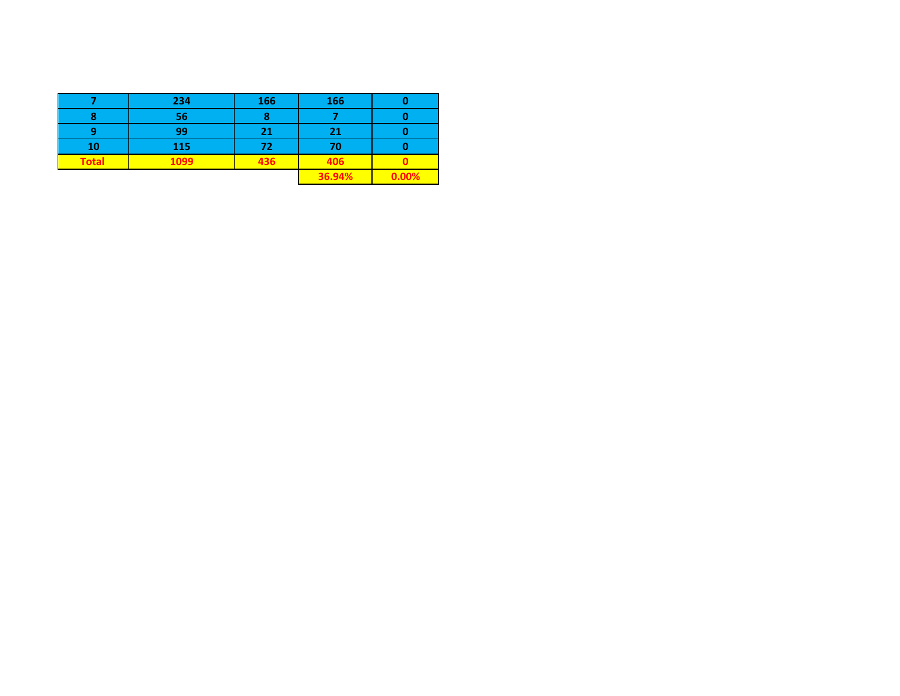| | | | | |
|---|---|---|---|---|
| 7 | 234 | 166 | 166 | 0 |
| 8 | 56 | 8 | 7 | 0 |
| 9 | 99 | 21 | 21 | 0 |
| 10 | 115 | 72 | 70 | 0 |
| **Total** | **1099** | **436** | **406** | **0** |
| | | | **36.94%** | **0.00%** |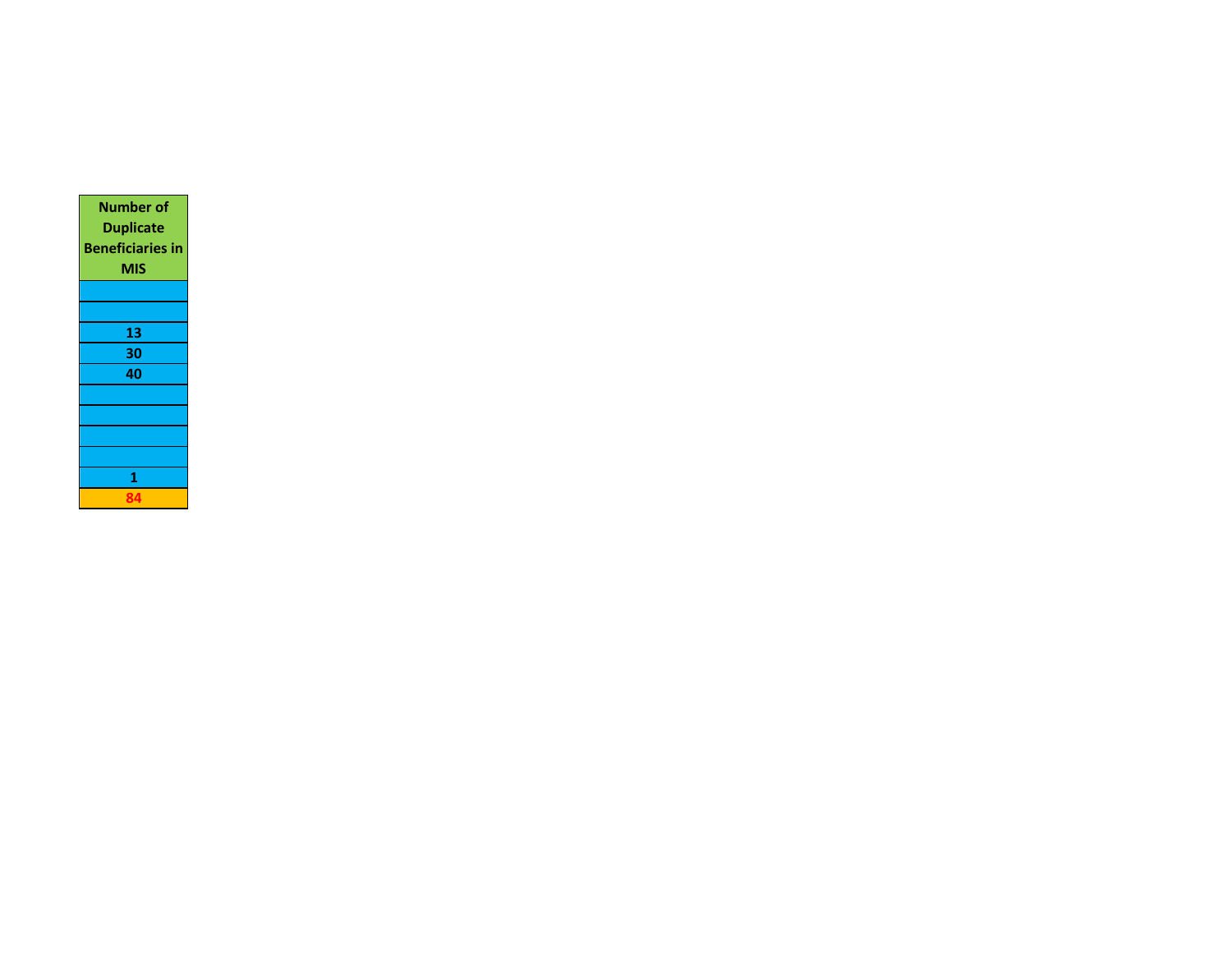| Number of Duplicate Beneficiaries in MIS |
| --- |
| |
| |
| 13 |
| 30 |
| 40 |
| |
| |
| |
| |
| 1 |
| 84 |